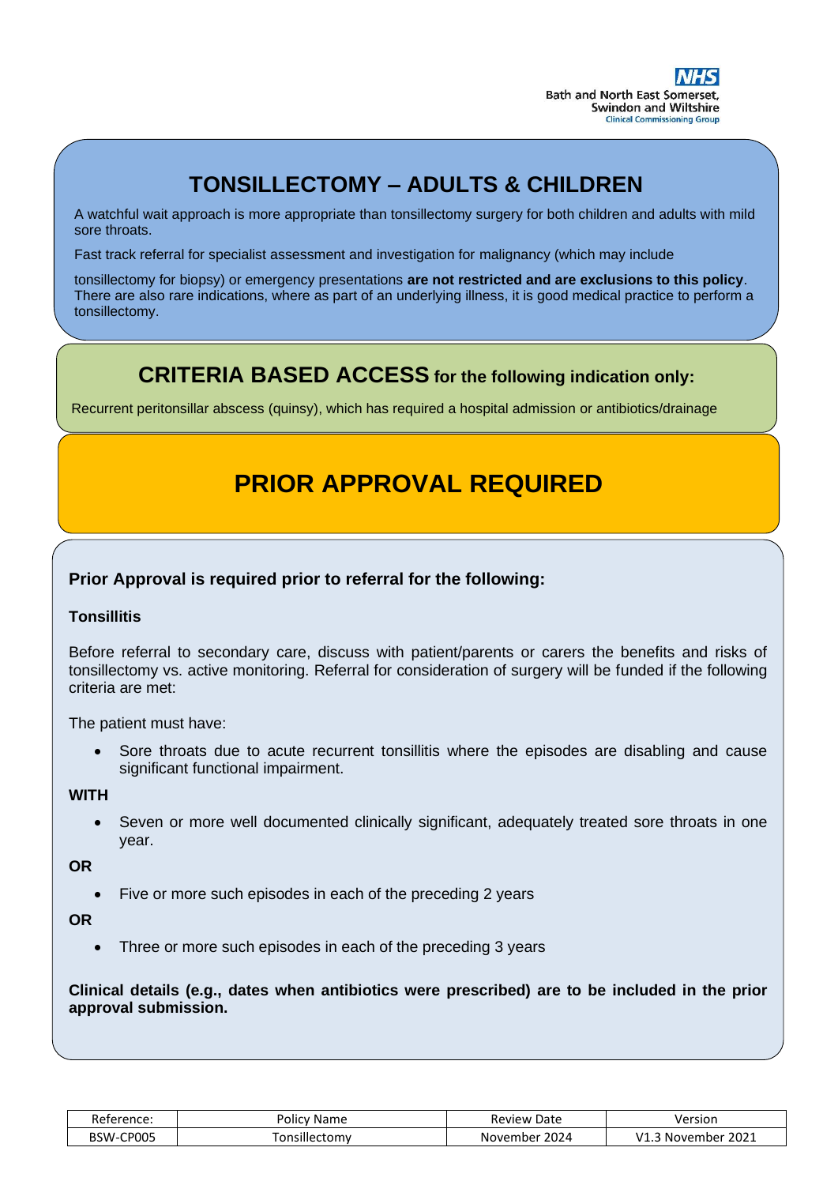NHS
Bath and North East Somerset, Swindon and Wiltshire
Clinical Commissioning Group

# TONSILLECTOMY – ADULTS & CHILDREN

A watchful wait approach is more appropriate than tonsillectomy surgery for both children and adults with mild sore throats.

Fast track referral for specialist assessment and investigation for malignancy (which may include

tonsillectomy for biopsy) or emergency presentations **are not restricted and are exclusions to this policy**. There are also rare indications, where as part of an underlying illness, it is good medical practice to perform a tonsillectomy.

## CRITERIA BASED ACCESS for the following indication only:

Recurrent peritonsillar abscess (quinsy), which has required a hospital admission or antibiotics/drainage

## PRIOR APPROVAL REQUIRED

### Prior Approval is required prior to referral for the following:

**Tonsillitis**

Before referral to secondary care, discuss with patient/parents or carers the benefits and risks of tonsillectomy vs. active monitoring. Referral for consideration of surgery will be funded if the following criteria are met:

The patient must have:

- Sore throats due to acute recurrent tonsillitis where the episodes are disabling and cause significant functional impairment.

**WITH**

- Seven or more well documented clinically significant, adequately treated sore throats in one year.

**OR**

- Five or more such episodes in each of the preceding 2 years

**OR**

- Three or more such episodes in each of the preceding 3 years

**Clinical details (e.g., dates when antibiotics were prescribed) are to be included in the prior approval submission.**

| Reference: | Policy Name | Review Date | Version |
|---|---|---|---|
| BSW-CP005 | Tonsillectomy | November 2024 | V1.3 November 2021 |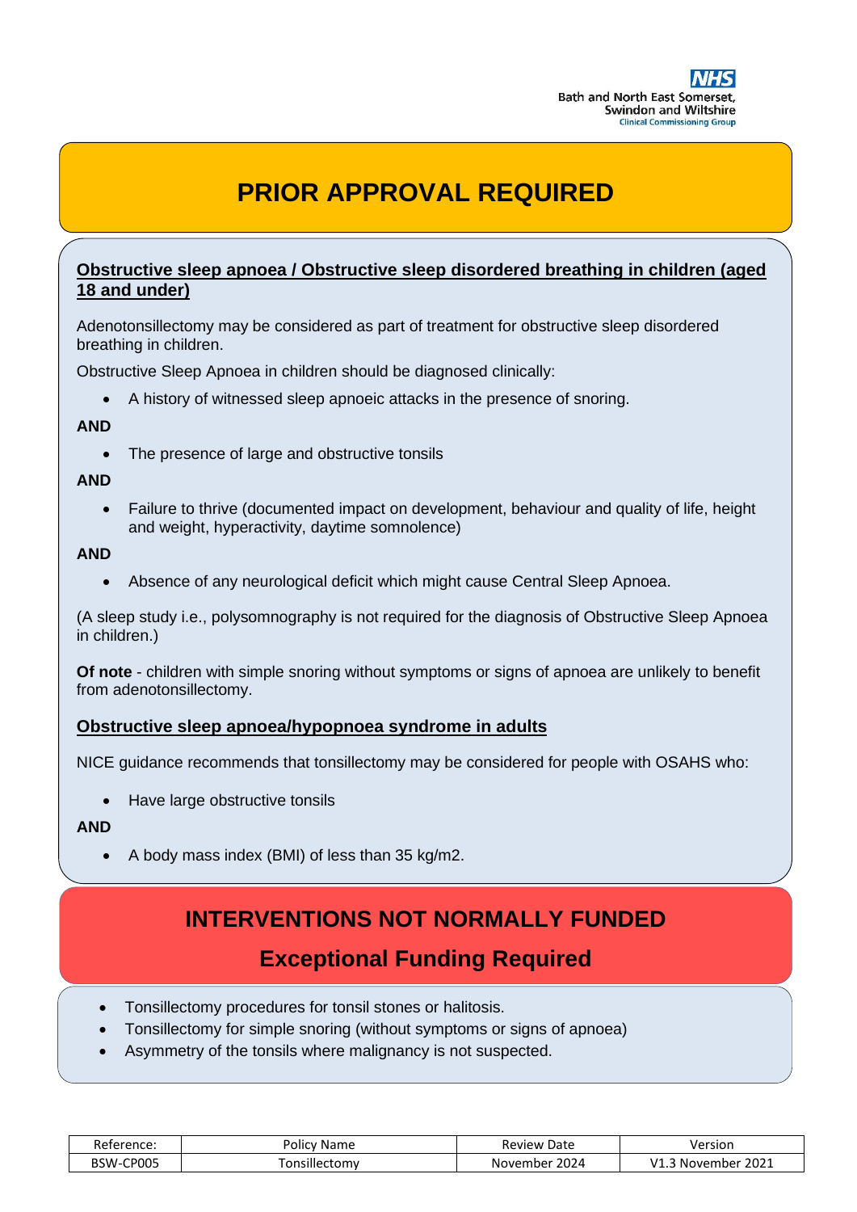# PRIOR APPROVAL REQUIRED

**Obstructive sleep apnoea / Obstructive sleep disordered breathing in children (aged 18 and under)**

Adenotonsillectomy may be considered as part of treatment for obstructive sleep disordered breathing in children.

Obstructive Sleep Apnoea in children should be diagnosed clinically:

- A history of witnessed sleep apnoeic attacks in the presence of snoring.

**AND**

- The presence of large and obstructive tonsils

**AND**

- Failure to thrive (documented impact on development, behaviour and quality of life, height and weight, hyperactivity, daytime somnolence)

**AND**

- Absence of any neurological deficit which might cause Central Sleep Apnoea.

(A sleep study i.e., polysomnography is not required for the diagnosis of Obstructive Sleep Apnoea in children.)

**Of note** - children with simple snoring without symptoms or signs of apnoea are unlikely to benefit from adenotonsillectomy.

**Obstructive sleep apnoea/hypopnoea syndrome in adults**

NICE guidance recommends that tonsillectomy may be considered for people with OSAHS who:

- Have large obstructive tonsils

**AND**

- A body mass index (BMI) of less than 35 kg/m2.

# INTERVENTIONS NOT NORMALLY FUNDED

## Exceptional Funding Required

- Tonsillectomy procedures for tonsil stones or halitosis.
- Tonsillectomy for simple snoring (without symptoms or signs of apnoea)
- Asymmetry of the tonsils where malignancy is not suspected.

| Reference: | Policy Name | Review Date | Version |
|---|---|---|---|
| BSW-CP005 | Tonsillectomy | November 2024 | V1.3 November 2021 |